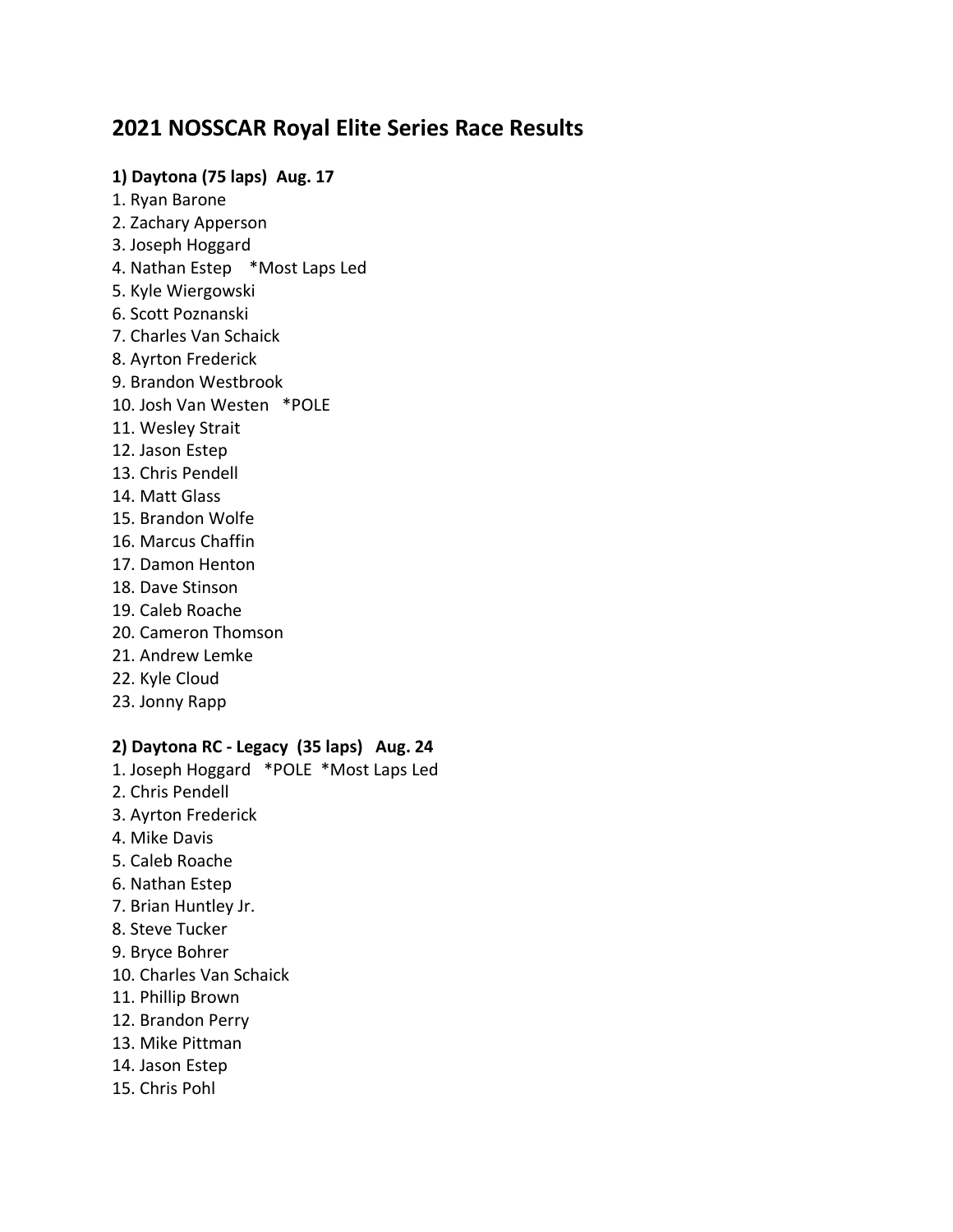# 2021 NOSSCAR Royal Elite Series Race Results

**1) Daytona (75 laps) Aug. 17**

1. Ryan Barone
2. Zachary Apperson
3. Joseph Hoggard
4. Nathan Estep *Most Laps Led
5. Kyle Wiergowski
6. Scott Poznanski
7. Charles Van Schaick
8. Ayrton Frederick
9. Brandon Westbrook
10. Josh Van Westen *POLE
11. Wesley Strait
12. Jason Estep
13. Chris Pendell
14. Matt Glass
15. Brandon Wolfe
16. Marcus Chaffin
17. Damon Henton
18. Dave Stinson
19. Caleb Roache
20. Cameron Thomson
21. Andrew Lemke
22. Kyle Cloud
23. Jonny Rapp

**2) Daytona RC - Legacy (35 laps) Aug. 24**

1. Joseph Hoggard *POLE *Most Laps Led
2. Chris Pendell
3. Ayrton Frederick
4. Mike Davis
5. Caleb Roache
6. Nathan Estep
7. Brian Huntley Jr.
8. Steve Tucker
9. Bryce Bohrer
10. Charles Van Schaick
11. Phillip Brown
12. Brandon Perry
13. Mike Pittman
14. Jason Estep
15. Chris Pohl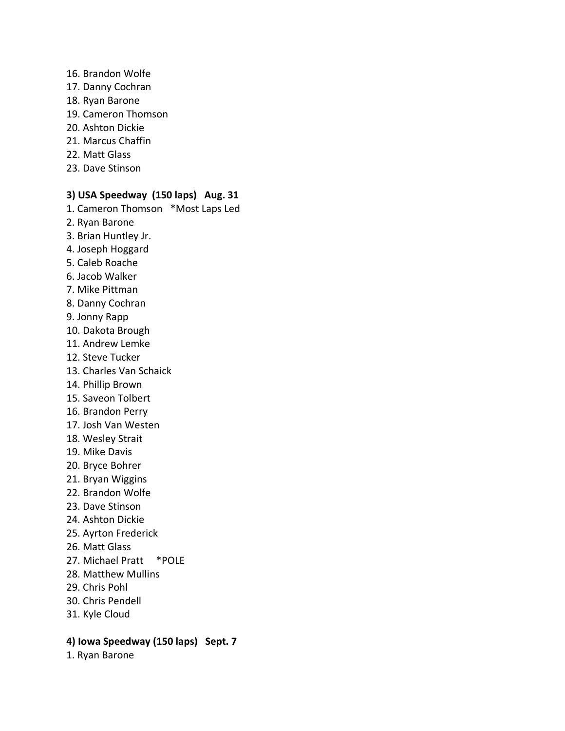16. Brandon Wolfe
17. Danny Cochran
18. Ryan Barone
19. Cameron Thomson
20. Ashton Dickie
21. Marcus Chaffin
22. Matt Glass
23. Dave Stinson

**3) USA Speedway (150 laps) Aug. 31**

1. Cameron Thomson *Most Laps Led
2. Ryan Barone
3. Brian Huntley Jr.
4. Joseph Hoggard
5. Caleb Roache
6. Jacob Walker
7. Mike Pittman
8. Danny Cochran
9. Jonny Rapp
10. Dakota Brough
11. Andrew Lemke
12. Steve Tucker
13. Charles Van Schaick
14. Phillip Brown
15. Saveon Tolbert
16. Brandon Perry
17. Josh Van Westen
18. Wesley Strait
19. Mike Davis
20. Bryce Bohrer
21. Bryan Wiggins
22. Brandon Wolfe
23. Dave Stinson
24. Ashton Dickie
25. Ayrton Frederick
26. Matt Glass
27. Michael Pratt *POLE
28. Matthew Mullins
29. Chris Pohl
30. Chris Pendell
31. Kyle Cloud

**4) Iowa Speedway (150 laps) Sept. 7**

1. Ryan Barone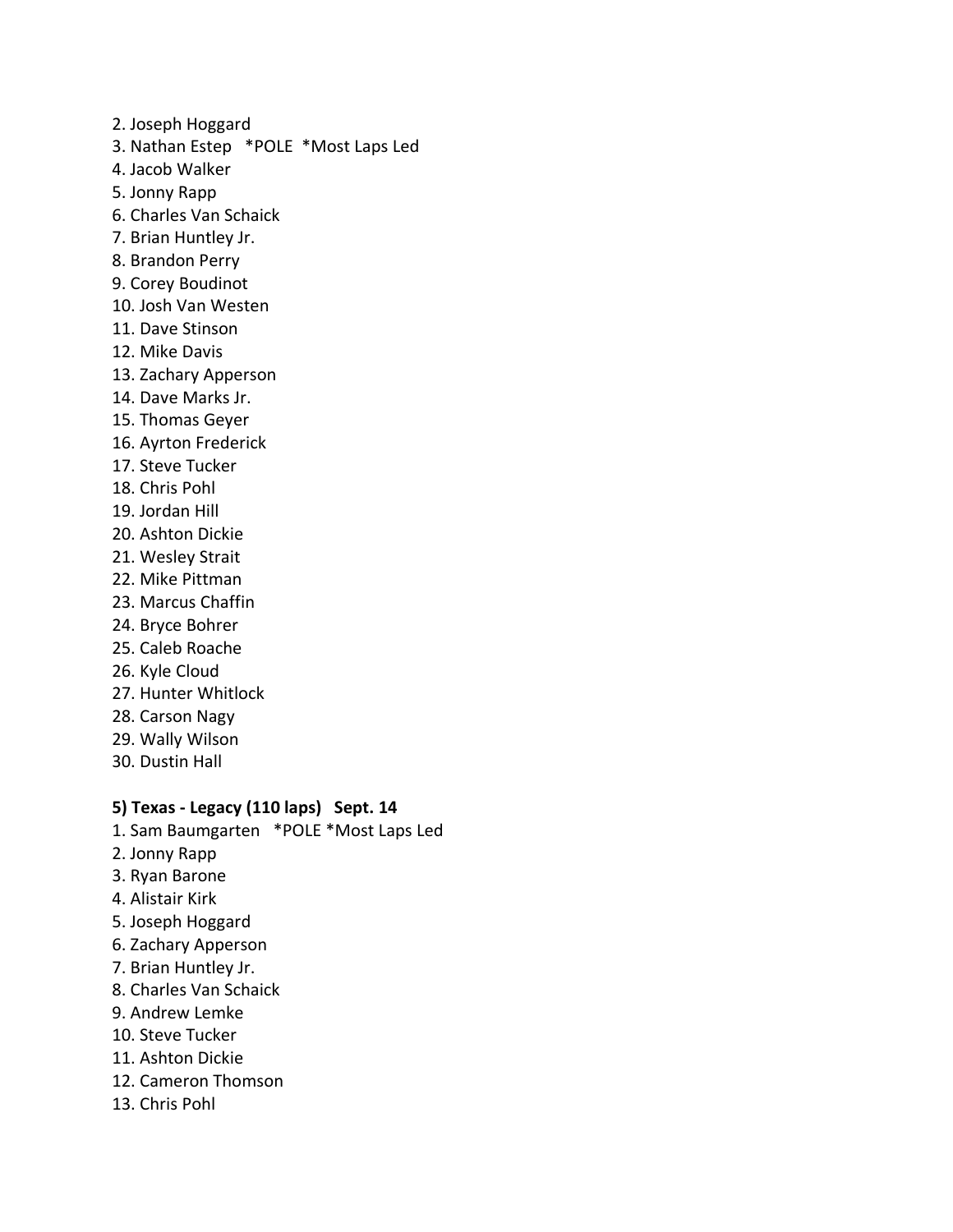2. Joseph Hoggard
3. Nathan Estep   *POLE  *Most Laps Led
4. Jacob Walker
5. Jonny Rapp
6. Charles Van Schaick
7. Brian Huntley Jr.
8. Brandon Perry
9. Corey Boudinot
10. Josh Van Westen
11. Dave Stinson
12. Mike Davis
13. Zachary Apperson
14. Dave Marks Jr.
15. Thomas Geyer
16. Ayrton Frederick
17. Steve Tucker
18. Chris Pohl
19. Jordan Hill
20. Ashton Dickie
21. Wesley Strait
22. Mike Pittman
23. Marcus Chaffin
24. Bryce Bohrer
25. Caleb Roache
26. Kyle Cloud
27. Hunter Whitlock
28. Carson Nagy
29. Wally Wilson
30. Dustin Hall

**5) Texas - Legacy (110 laps)   Sept. 14**

1. Sam Baumgarten   *POLE *Most Laps Led
2. Jonny Rapp
3. Ryan Barone
4. Alistair Kirk
5. Joseph Hoggard
6. Zachary Apperson
7. Brian Huntley Jr.
8. Charles Van Schaick
9. Andrew Lemke
10. Steve Tucker
11. Ashton Dickie
12. Cameron Thomson
13. Chris Pohl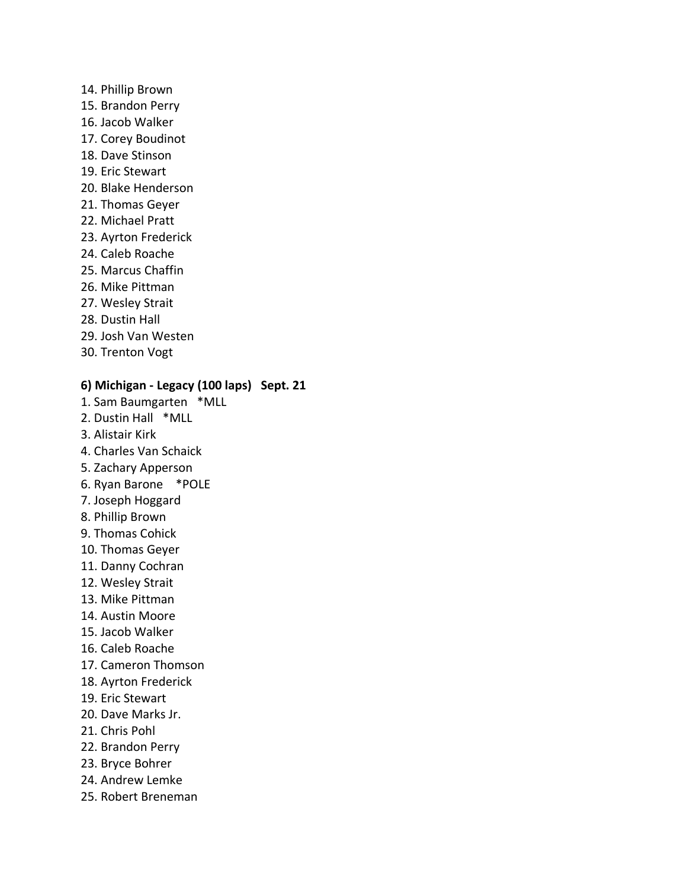14. Phillip Brown
15. Brandon Perry
16. Jacob Walker
17. Corey Boudinot
18. Dave Stinson
19. Eric Stewart
20. Blake Henderson
21. Thomas Geyer
22. Michael Pratt
23. Ayrton Frederick
24. Caleb Roache
25. Marcus Chaffin
26. Mike Pittman
27. Wesley Strait
28. Dustin Hall
29. Josh Van Westen
30. Trenton Vogt

**6) Michigan - Legacy (100 laps)   Sept. 21**

1. Sam Baumgarten   *MLL
2. Dustin Hall   *MLL
3. Alistair Kirk
4. Charles Van Schaick
5. Zachary Apperson
6. Ryan Barone    *POLE
7. Joseph Hoggard
8. Phillip Brown
9. Thomas Cohick
10. Thomas Geyer
11. Danny Cochran
12. Wesley Strait
13. Mike Pittman
14. Austin Moore
15. Jacob Walker
16. Caleb Roache
17. Cameron Thomson
18. Ayrton Frederick
19. Eric Stewart
20. Dave Marks Jr.
21. Chris Pohl
22. Brandon Perry
23. Bryce Bohrer
24. Andrew Lemke
25. Robert Breneman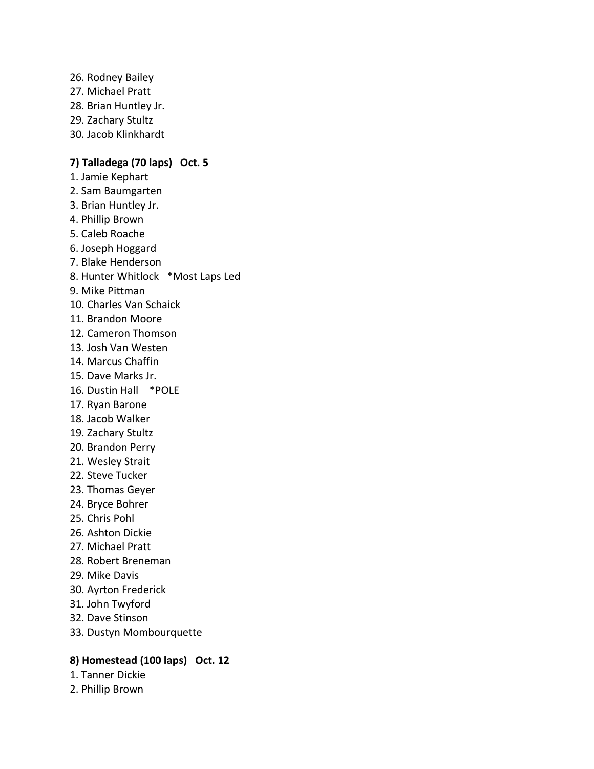26. Rodney Bailey
27. Michael Pratt
28. Brian Huntley Jr.
29. Zachary Stultz
30. Jacob Klinkhardt

**7) Talladega (70 laps)   Oct. 5**

1. Jamie Kephart
2. Sam Baumgarten
3. Brian Huntley Jr.
4. Phillip Brown
5. Caleb Roache
6. Joseph Hoggard
7. Blake Henderson
8. Hunter Whitlock   *Most Laps Led
9. Mike Pittman
10. Charles Van Schaick
11. Brandon Moore
12. Cameron Thomson
13. Josh Van Westen
14. Marcus Chaffin
15. Dave Marks Jr.
16. Dustin Hall   *POLE
17. Ryan Barone
18. Jacob Walker
19. Zachary Stultz
20. Brandon Perry
21. Wesley Strait
22. Steve Tucker
23. Thomas Geyer
24. Bryce Bohrer
25. Chris Pohl
26. Ashton Dickie
27. Michael Pratt
28. Robert Breneman
29. Mike Davis
30. Ayrton Frederick
31. John Twyford
32. Dave Stinson
33. Dustyn Mombourquette

**8) Homestead (100 laps)   Oct. 12**

1. Tanner Dickie
2. Phillip Brown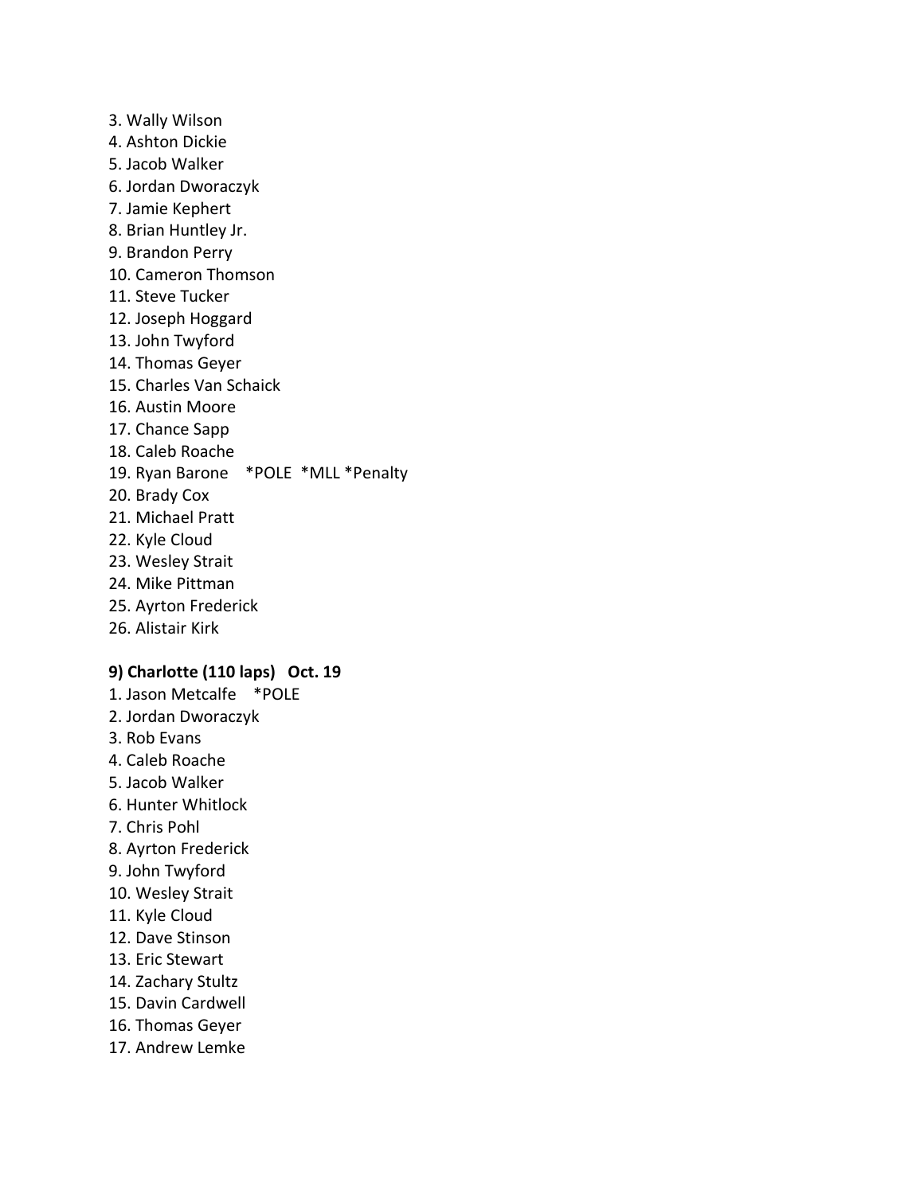3. Wally Wilson
4. Ashton Dickie
5. Jacob Walker
6. Jordan Dworaczyk
7. Jamie Kephert
8. Brian Huntley Jr.
9. Brandon Perry
10. Cameron Thomson
11. Steve Tucker
12. Joseph Hoggard
13. John Twyford
14. Thomas Geyer
15. Charles Van Schaick
16. Austin Moore
17. Chance Sapp
18. Caleb Roache
19. Ryan Barone *POLE *MLL *Penalty
20. Brady Cox
21. Michael Pratt
22. Kyle Cloud
23. Wesley Strait
24. Mike Pittman
25. Ayrton Frederick
26. Alistair Kirk

**9) Charlotte (110 laps) Oct. 19**

1. Jason Metcalfe *POLE
2. Jordan Dworaczyk
3. Rob Evans
4. Caleb Roache
5. Jacob Walker
6. Hunter Whitlock
7. Chris Pohl
8. Ayrton Frederick
9. John Twyford
10. Wesley Strait
11. Kyle Cloud
12. Dave Stinson
13. Eric Stewart
14. Zachary Stultz
15. Davin Cardwell
16. Thomas Geyer
17. Andrew Lemke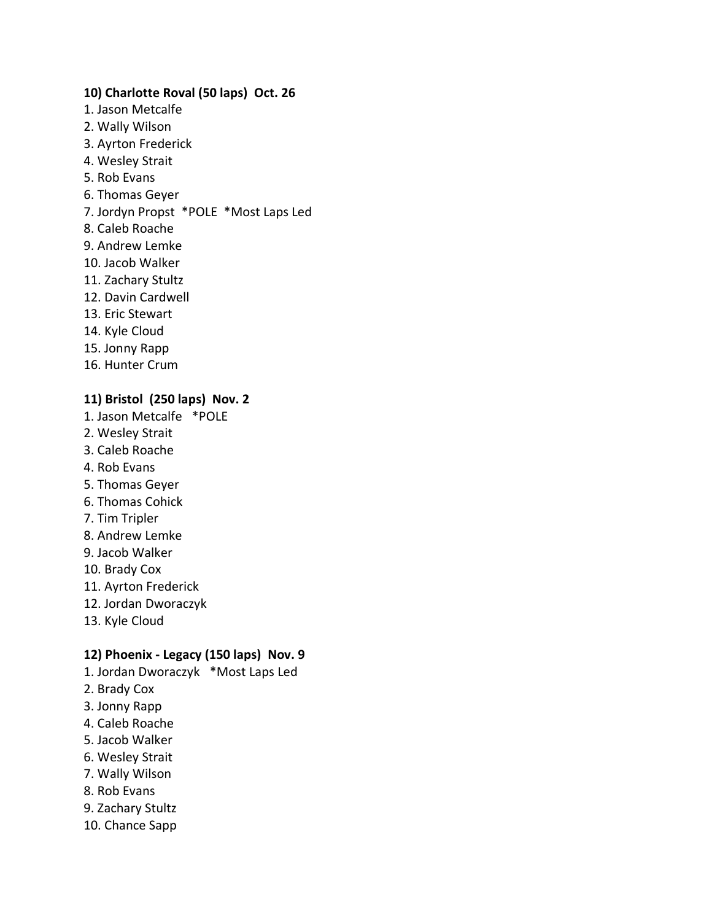**10) Charlotte Roval (50 laps) Oct. 26**

1. Jason Metcalfe
2. Wally Wilson
3. Ayrton Frederick
4. Wesley Strait
5. Rob Evans
6. Thomas Geyer
7. Jordyn Propst *POLE *Most Laps Led
8. Caleb Roache
9. Andrew Lemke
10. Jacob Walker
11. Zachary Stultz
12. Davin Cardwell
13. Eric Stewart
14. Kyle Cloud
15. Jonny Rapp
16. Hunter Crum

**11) Bristol (250 laps) Nov. 2**

1. Jason Metcalfe *POLE
2. Wesley Strait
3. Caleb Roache
4. Rob Evans
5. Thomas Geyer
6. Thomas Cohick
7. Tim Tripler
8. Andrew Lemke
9. Jacob Walker
10. Brady Cox
11. Ayrton Frederick
12. Jordan Dworaczyk
13. Kyle Cloud

**12) Phoenix - Legacy (150 laps) Nov. 9**

1. Jordan Dworaczyk *Most Laps Led
2. Brady Cox
3. Jonny Rapp
4. Caleb Roache
5. Jacob Walker
6. Wesley Strait
7. Wally Wilson
8. Rob Evans
9. Zachary Stultz
10. Chance Sapp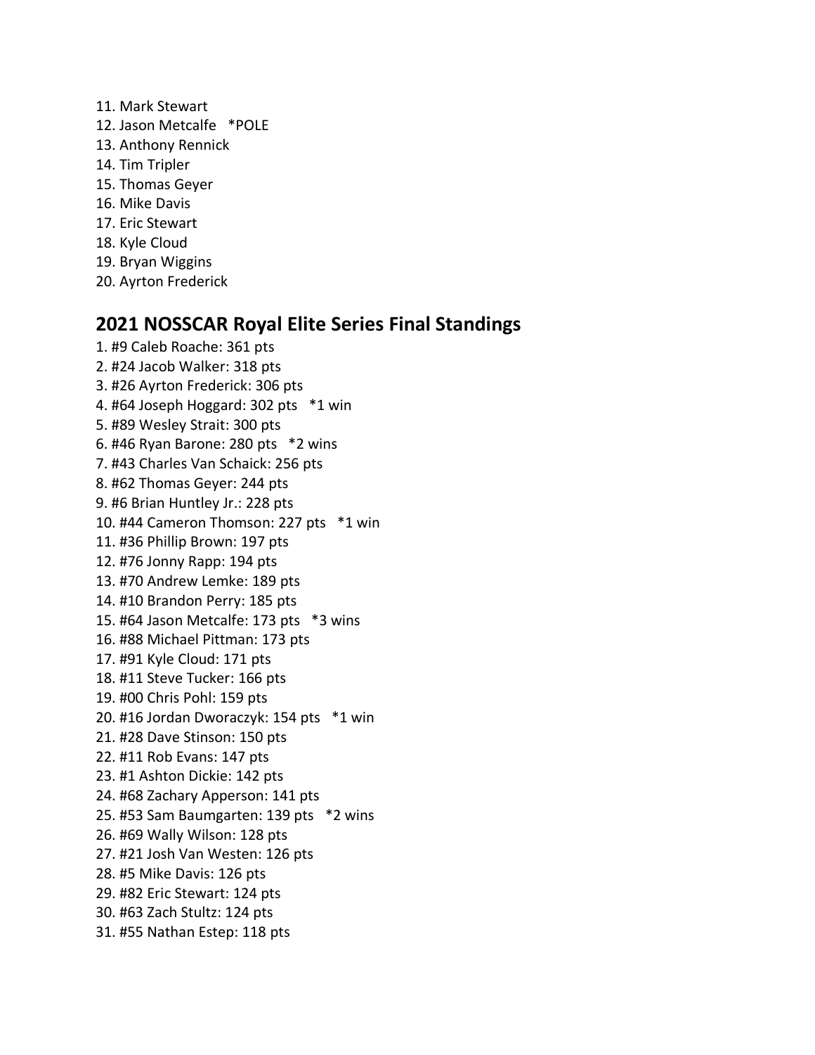11. Mark Stewart
12. Jason Metcalfe *POLE
13. Anthony Rennick
14. Tim Tripler
15. Thomas Geyer
16. Mike Davis
17. Eric Stewart
18. Kyle Cloud
19. Bryan Wiggins
20. Ayrton Frederick

## 2021 NOSSCAR Royal Elite Series Final Standings

1. #9 Caleb Roache: 361 pts
2. #24 Jacob Walker: 318 pts
3. #26 Ayrton Frederick: 306 pts
4. #64 Joseph Hoggard: 302 pts *1 win
5. #89 Wesley Strait: 300 pts
6. #46 Ryan Barone: 280 pts *2 wins
7. #43 Charles Van Schaick: 256 pts
8. #62 Thomas Geyer: 244 pts
9. #6 Brian Huntley Jr.: 228 pts
10. #44 Cameron Thomson: 227 pts *1 win
11. #36 Phillip Brown: 197 pts
12. #76 Jonny Rapp: 194 pts
13. #70 Andrew Lemke: 189 pts
14. #10 Brandon Perry: 185 pts
15. #64 Jason Metcalfe: 173 pts *3 wins
16. #88 Michael Pittman: 173 pts
17. #91 Kyle Cloud: 171 pts
18. #11 Steve Tucker: 166 pts
19. #00 Chris Pohl: 159 pts
20. #16 Jordan Dworaczyk: 154 pts *1 win
21. #28 Dave Stinson: 150 pts
22. #11 Rob Evans: 147 pts
23. #1 Ashton Dickie: 142 pts
24. #68 Zachary Apperson: 141 pts
25. #53 Sam Baumgarten: 139 pts *2 wins
26. #69 Wally Wilson: 128 pts
27. #21 Josh Van Westen: 126 pts
28. #5 Mike Davis: 126 pts
29. #82 Eric Stewart: 124 pts
30. #63 Zach Stultz: 124 pts
31. #55 Nathan Estep: 118 pts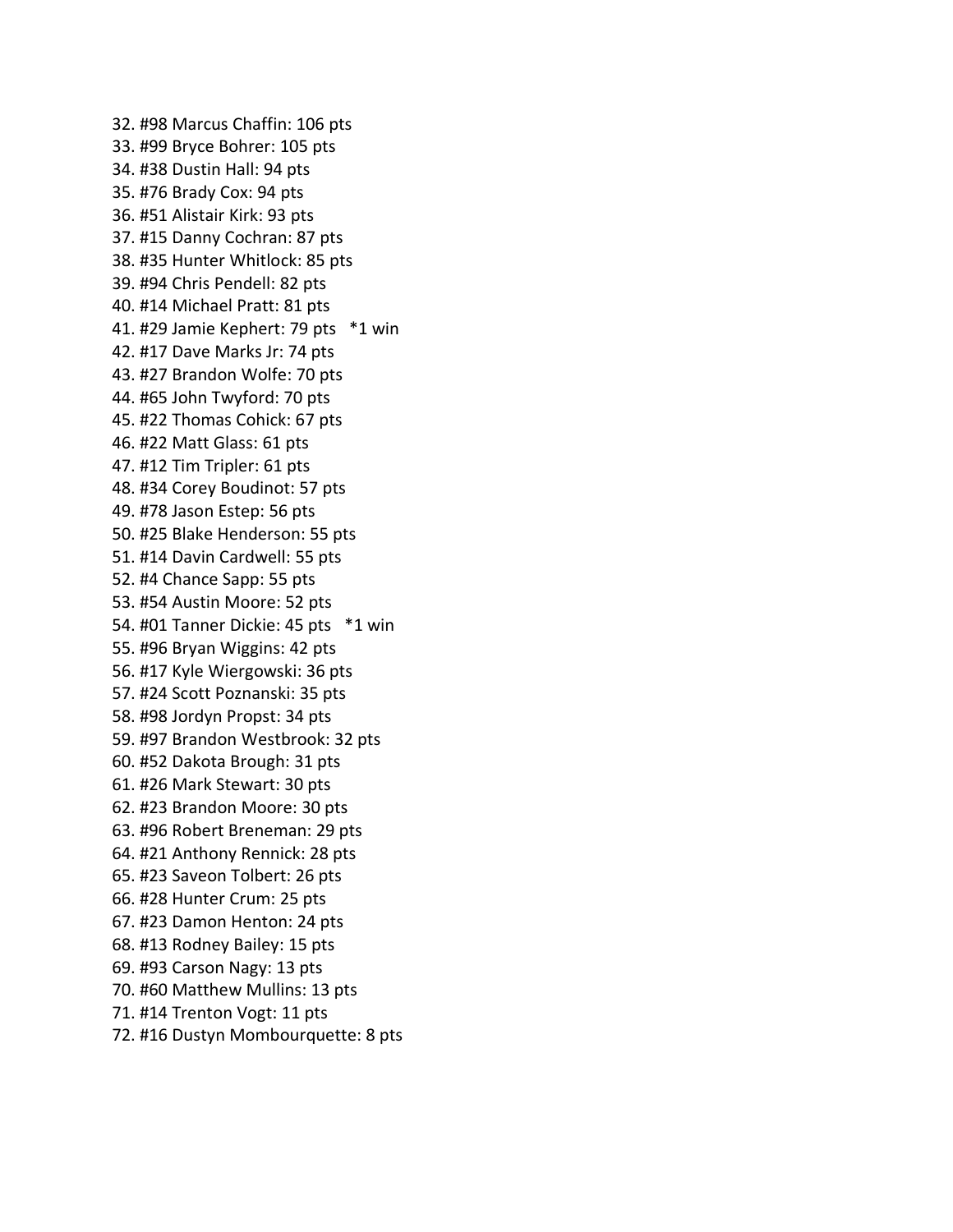32. #98 Marcus Chaffin: 106 pts
33. #99 Bryce Bohrer: 105 pts
34. #38 Dustin Hall: 94 pts
35. #76 Brady Cox: 94 pts
36. #51 Alistair Kirk: 93 pts
37. #15 Danny Cochran: 87 pts
38. #35 Hunter Whitlock: 85 pts
39. #94 Chris Pendell: 82 pts
40. #14 Michael Pratt: 81 pts
41. #29 Jamie Kephert: 79 pts *1 win
42. #17 Dave Marks Jr: 74 pts
43. #27 Brandon Wolfe: 70 pts
44. #65 John Twyford: 70 pts
45. #22 Thomas Cohick: 67 pts
46. #22 Matt Glass: 61 pts
47. #12 Tim Tripler: 61 pts
48. #34 Corey Boudinot: 57 pts
49. #78 Jason Estep: 56 pts
50. #25 Blake Henderson: 55 pts
51. #14 Davin Cardwell: 55 pts
52. #4 Chance Sapp: 55 pts
53. #54 Austin Moore: 52 pts
54. #01 Tanner Dickie: 45 pts *1 win
55. #96 Bryan Wiggins: 42 pts
56. #17 Kyle Wiergowski: 36 pts
57. #24 Scott Poznanski: 35 pts
58. #98 Jordyn Propst: 34 pts
59. #97 Brandon Westbrook: 32 pts
60. #52 Dakota Brough: 31 pts
61. #26 Mark Stewart: 30 pts
62. #23 Brandon Moore: 30 pts
63. #96 Robert Breneman: 29 pts
64. #21 Anthony Rennick: 28 pts
65. #23 Saveon Tolbert: 26 pts
66. #28 Hunter Crum: 25 pts
67. #23 Damon Henton: 24 pts
68. #13 Rodney Bailey: 15 pts
69. #93 Carson Nagy: 13 pts
70. #60 Matthew Mullins: 13 pts
71. #14 Trenton Vogt: 11 pts
72. #16 Dustyn Mombourquette: 8 pts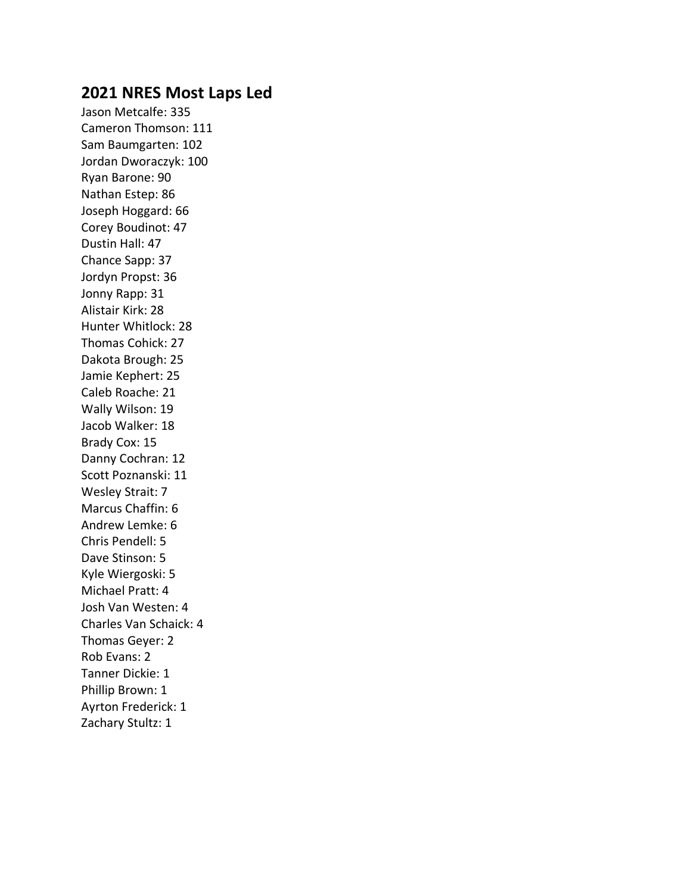## 2021 NRES Most Laps Led

Jason Metcalfe: 335
Cameron Thomson: 111
Sam Baumgarten: 102
Jordan Dworaczyk: 100
Ryan Barone: 90
Nathan Estep: 86
Joseph Hoggard: 66
Corey Boudinot: 47
Dustin Hall: 47
Chance Sapp: 37
Jordyn Propst: 36
Jonny Rapp: 31
Alistair Kirk: 28
Hunter Whitlock: 28
Thomas Cohick: 27
Dakota Brough: 25
Jamie Kephert: 25
Caleb Roache: 21
Wally Wilson: 19
Jacob Walker: 18
Brady Cox: 15
Danny Cochran: 12
Scott Poznanski: 11
Wesley Strait: 7
Marcus Chaffin: 6
Andrew Lemke: 6
Chris Pendell: 5
Dave Stinson: 5
Kyle Wiergoski: 5
Michael Pratt: 4
Josh Van Westen: 4
Charles Van Schaick: 4
Thomas Geyer: 2
Rob Evans: 2
Tanner Dickie: 1
Phillip Brown: 1
Ayrton Frederick: 1
Zachary Stultz: 1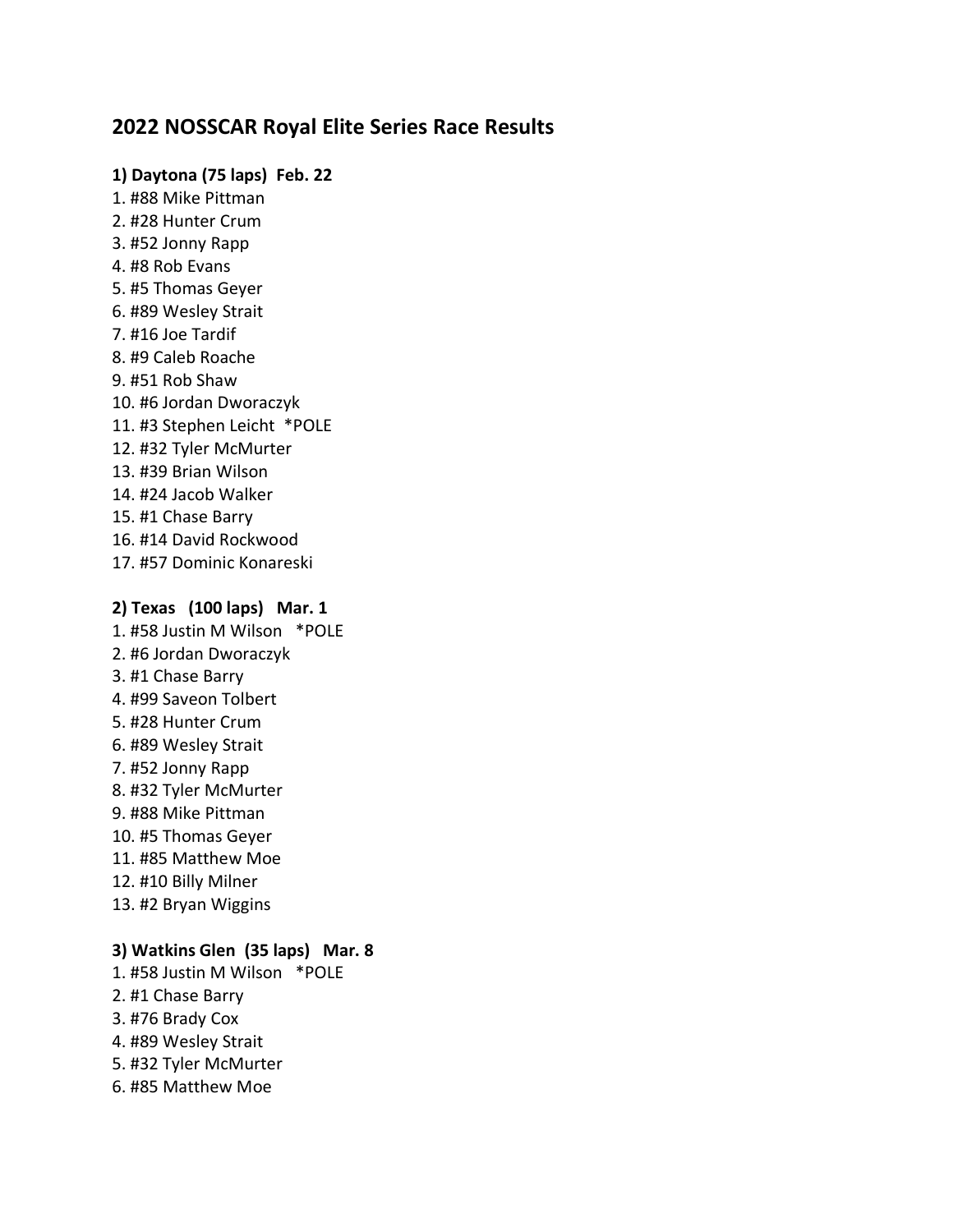## 2022 NOSSCAR Royal Elite Series Race Results

**1) Daytona (75 laps) Feb. 22**

1. #88 Mike Pittman
2. #28 Hunter Crum
3. #52 Jonny Rapp
4. #8 Rob Evans
5. #5 Thomas Geyer
6. #89 Wesley Strait
7. #16 Joe Tardif
8. #9 Caleb Roache
9. #51 Rob Shaw
10. #6 Jordan Dworaczyk
11. #3 Stephen Leicht *POLE
12. #32 Tyler McMurter
13. #39 Brian Wilson
14. #24 Jacob Walker
15. #1 Chase Barry
16. #14 David Rockwood
17. #57 Dominic Konareski

**2) Texas (100 laps) Mar. 1**

1. #58 Justin M Wilson *POLE
2. #6 Jordan Dworaczyk
3. #1 Chase Barry
4. #99 Saveon Tolbert
5. #28 Hunter Crum
6. #89 Wesley Strait
7. #52 Jonny Rapp
8. #32 Tyler McMurter
9. #88 Mike Pittman
10. #5 Thomas Geyer
11. #85 Matthew Moe
12. #10 Billy Milner
13. #2 Bryan Wiggins

**3) Watkins Glen (35 laps) Mar. 8**

1. #58 Justin M Wilson *POLE
2. #1 Chase Barry
3. #76 Brady Cox
4. #89 Wesley Strait
5. #32 Tyler McMurter
6. #85 Matthew Moe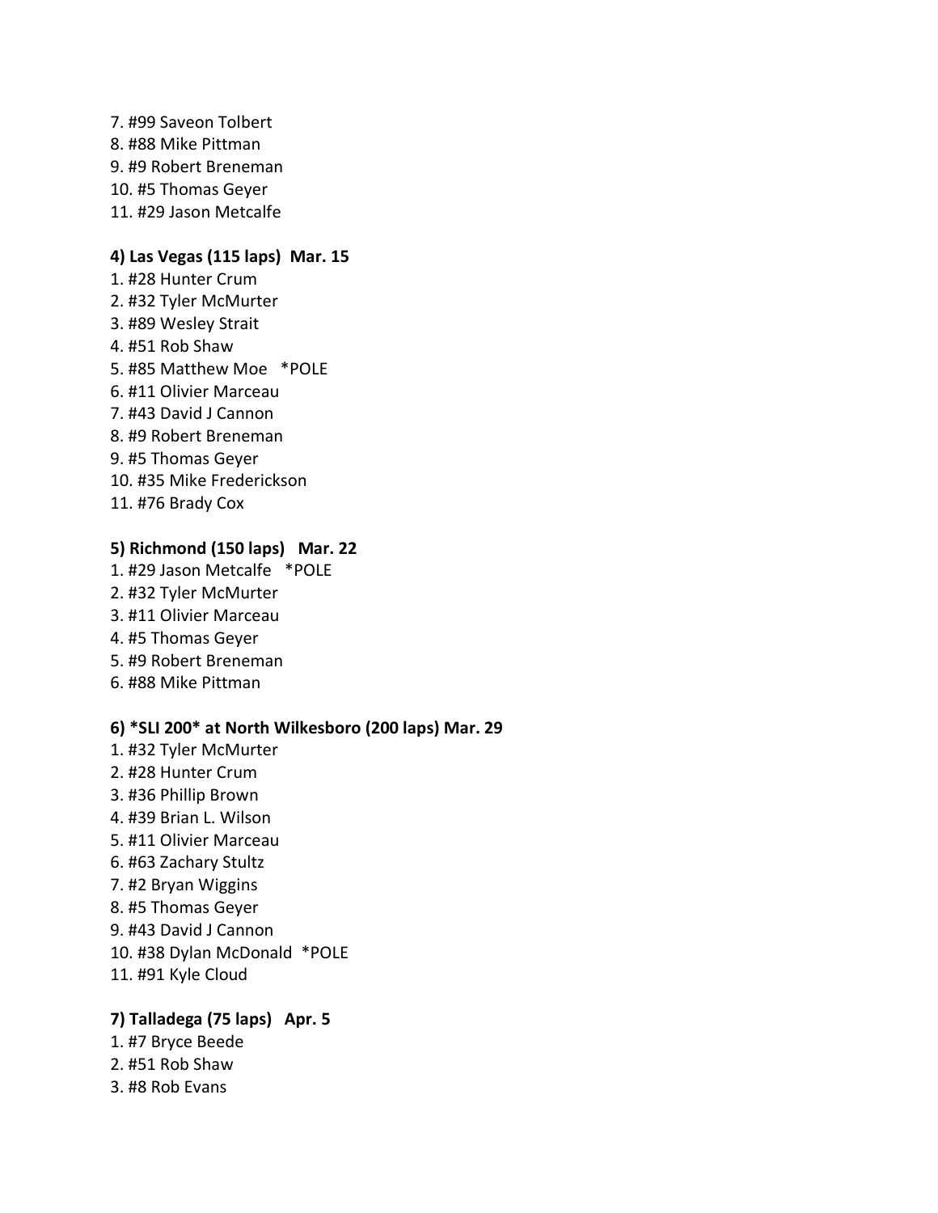7. #99 Saveon Tolbert
8. #88 Mike Pittman
9. #9 Robert Breneman
10. #5 Thomas Geyer
11. #29 Jason Metcalfe

### 4) Las Vegas (115 laps) Mar. 15

1. #28 Hunter Crum
2. #32 Tyler McMurter
3. #89 Wesley Strait
4. #51 Rob Shaw
5. #85 Matthew Moe *POLE
6. #11 Olivier Marceau
7. #43 David J Cannon
8. #9 Robert Breneman
9. #5 Thomas Geyer
10. #35 Mike Frederickson
11. #76 Brady Cox

### 5) Richmond (150 laps) Mar. 22

1. #29 Jason Metcalfe *POLE
2. #32 Tyler McMurter
3. #11 Olivier Marceau
4. #5 Thomas Geyer
5. #9 Robert Breneman
6. #88 Mike Pittman

### 6) *SLI 200* at North Wilkesboro (200 laps) Mar. 29

1. #32 Tyler McMurter
2. #28 Hunter Crum
3. #36 Phillip Brown
4. #39 Brian L. Wilson
5. #11 Olivier Marceau
6. #63 Zachary Stultz
7. #2 Bryan Wiggins
8. #5 Thomas Geyer
9. #43 David J Cannon
10. #38 Dylan McDonald *POLE
11. #91 Kyle Cloud

### 7) Talladega (75 laps) Apr. 5

1. #7 Bryce Beede
2. #51 Rob Shaw
3. #8 Rob Evans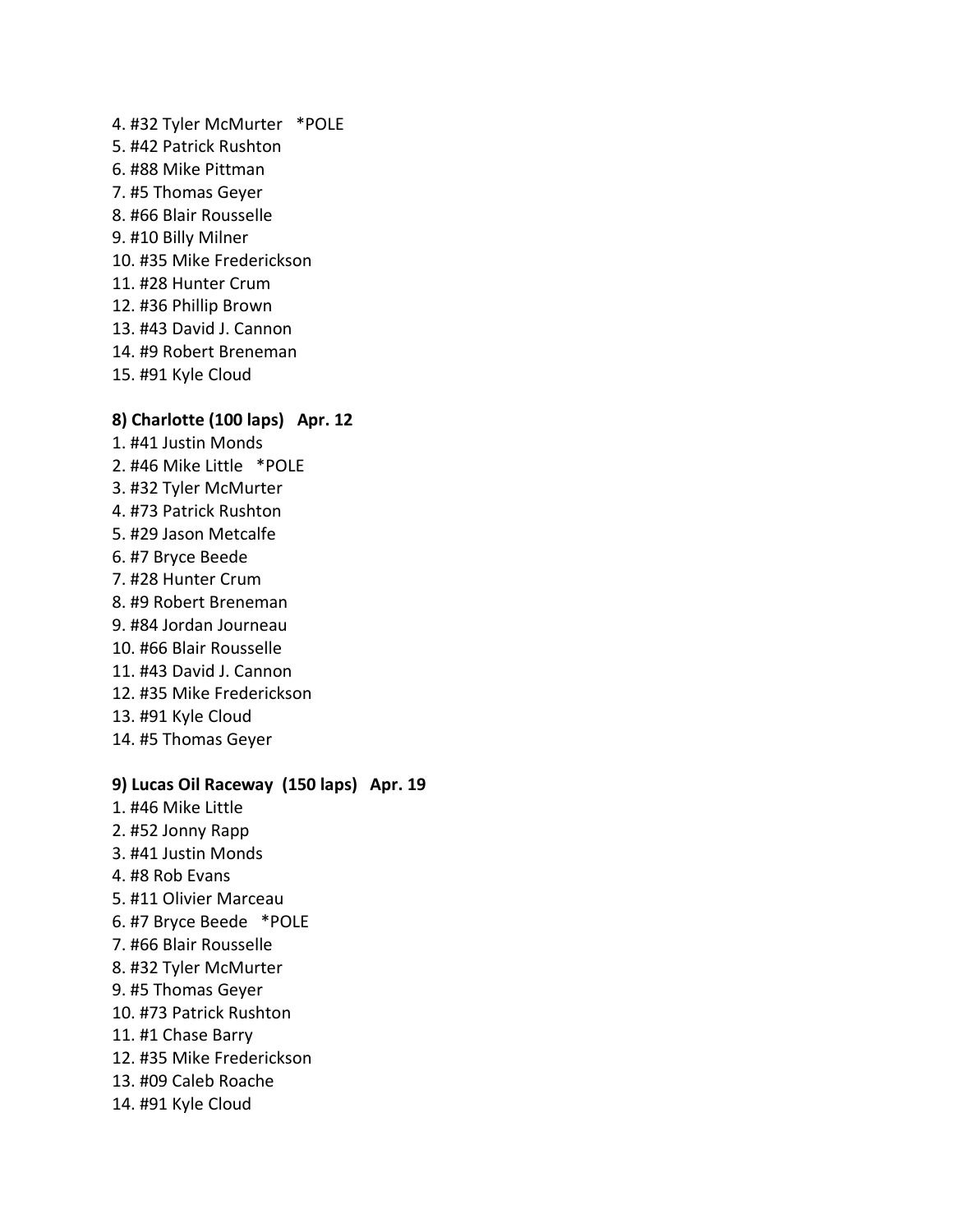4. #32 Tyler McMurter   *POLE
5. #42 Patrick Rushton
6. #88 Mike Pittman
7. #5 Thomas Geyer
8. #66 Blair Rousselle
9. #10 Billy Milner
10. #35 Mike Frederickson
11. #28 Hunter Crum
12. #36 Phillip Brown
13. #43 David J. Cannon
14. #9 Robert Breneman
15. #91 Kyle Cloud

**8) Charlotte (100 laps)   Apr. 12**

1. #41 Justin Monds
2. #46 Mike Little   *POLE
3. #32 Tyler McMurter
4. #73 Patrick Rushton
5. #29 Jason Metcalfe
6. #7 Bryce Beede
7. #28 Hunter Crum
8. #9 Robert Breneman
9. #84 Jordan Journeau
10. #66 Blair Rousselle
11. #43 David J. Cannon
12. #35 Mike Frederickson
13. #91 Kyle Cloud
14. #5 Thomas Geyer

**9) Lucas Oil Raceway  (150 laps)   Apr. 19**

1. #46 Mike Little
2. #52 Jonny Rapp
3. #41 Justin Monds
4. #8 Rob Evans
5. #11 Olivier Marceau
6. #7 Bryce Beede   *POLE
7. #66 Blair Rousselle
8. #32 Tyler McMurter
9. #5 Thomas Geyer
10. #73 Patrick Rushton
11. #1 Chase Barry
12. #35 Mike Frederickson
13. #09 Caleb Roache
14. #91 Kyle Cloud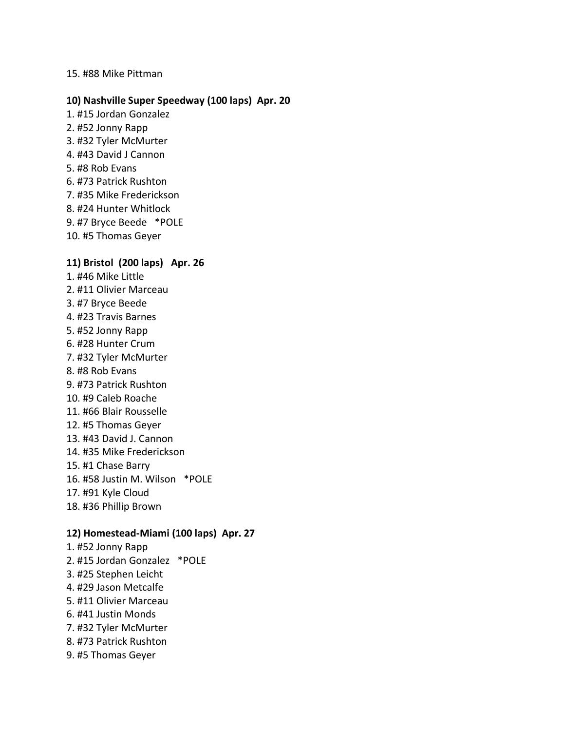15. #88 Mike Pittman

**10) Nashville Super Speedway (100 laps)  Apr. 20**

1. #15 Jordan Gonzalez
2. #52 Jonny Rapp
3. #32 Tyler McMurter
4. #43 David J Cannon
5. #8 Rob Evans
6. #73 Patrick Rushton
7. #35 Mike Frederickson
8. #24 Hunter Whitlock
9. #7 Bryce Beede   *POLE
10. #5 Thomas Geyer

**11) Bristol  (200 laps)   Apr. 26**

1. #46 Mike Little
2. #11 Olivier Marceau
3. #7 Bryce Beede
4. #23 Travis Barnes
5. #52 Jonny Rapp
6. #28 Hunter Crum
7. #32 Tyler McMurter
8. #8 Rob Evans
9. #73 Patrick Rushton
10. #9 Caleb Roache
11. #66 Blair Rousselle
12. #5 Thomas Geyer
13. #43 David J. Cannon
14. #35 Mike Frederickson
15. #1 Chase Barry
16. #58 Justin M. Wilson   *POLE
17. #91 Kyle Cloud
18. #36 Phillip Brown

**12) Homestead-Miami (100 laps)  Apr. 27**

1. #52 Jonny Rapp
2. #15 Jordan Gonzalez   *POLE
3. #25 Stephen Leicht
4. #29 Jason Metcalfe
5. #11 Olivier Marceau
6. #41 Justin Monds
7. #32 Tyler McMurter
8. #73 Patrick Rushton
9. #5 Thomas Geyer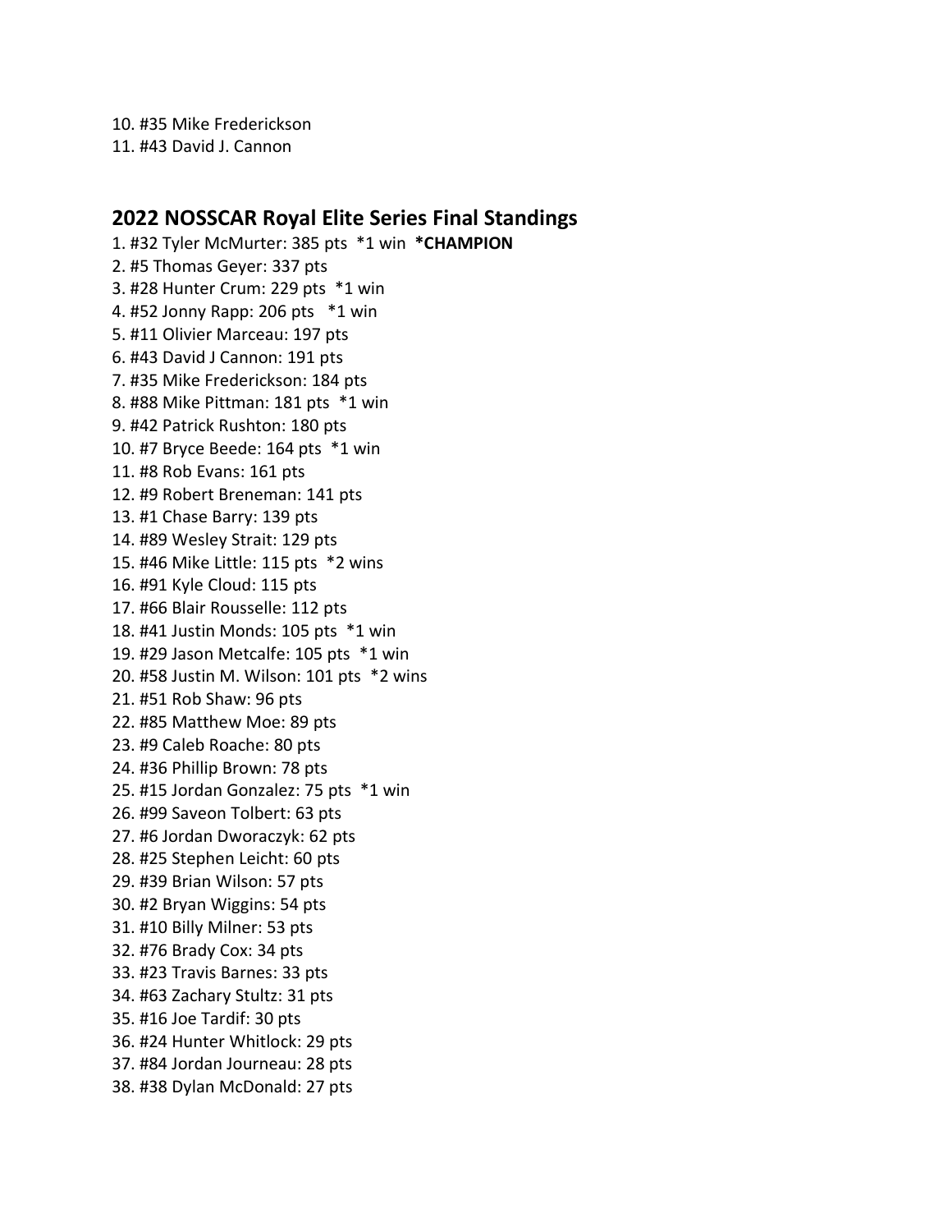10. #35 Mike Frederickson
11. #43 David J. Cannon

## 2022 NOSSCAR Royal Elite Series Final Standings

1. #32 Tyler McMurter: 385 pts  *1 win  ***CHAMPION**
2. #5 Thomas Geyer: 337 pts
3. #28 Hunter Crum: 229 pts  *1 win
4. #52 Jonny Rapp: 206 pts   *1 win
5. #11 Olivier Marceau: 197 pts
6. #43 David J Cannon: 191 pts
7. #35 Mike Frederickson: 184 pts
8. #88 Mike Pittman: 181 pts  *1 win
9. #42 Patrick Rushton: 180 pts
10. #7 Bryce Beede: 164 pts  *1 win
11. #8 Rob Evans: 161 pts
12. #9 Robert Breneman: 141 pts
13. #1 Chase Barry: 139 pts
14. #89 Wesley Strait: 129 pts
15. #46 Mike Little: 115 pts  *2 wins
16. #91 Kyle Cloud: 115 pts
17. #66 Blair Rousselle: 112 pts
18. #41 Justin Monds: 105 pts  *1 win
19. #29 Jason Metcalfe: 105 pts  *1 win
20. #58 Justin M. Wilson: 101 pts  *2 wins
21. #51 Rob Shaw: 96 pts
22. #85 Matthew Moe: 89 pts
23. #9 Caleb Roache: 80 pts
24. #36 Phillip Brown: 78 pts
25. #15 Jordan Gonzalez: 75 pts  *1 win
26. #99 Saveon Tolbert: 63 pts
27. #6 Jordan Dworaczyk: 62 pts
28. #25 Stephen Leicht: 60 pts
29. #39 Brian Wilson: 57 pts
30. #2 Bryan Wiggins: 54 pts
31. #10 Billy Milner: 53 pts
32. #76 Brady Cox: 34 pts
33. #23 Travis Barnes: 33 pts
34. #63 Zachary Stultz: 31 pts
35. #16 Joe Tardif: 30 pts
36. #24 Hunter Whitlock: 29 pts
37. #84 Jordan Journeau: 28 pts
38. #38 Dylan McDonald: 27 pts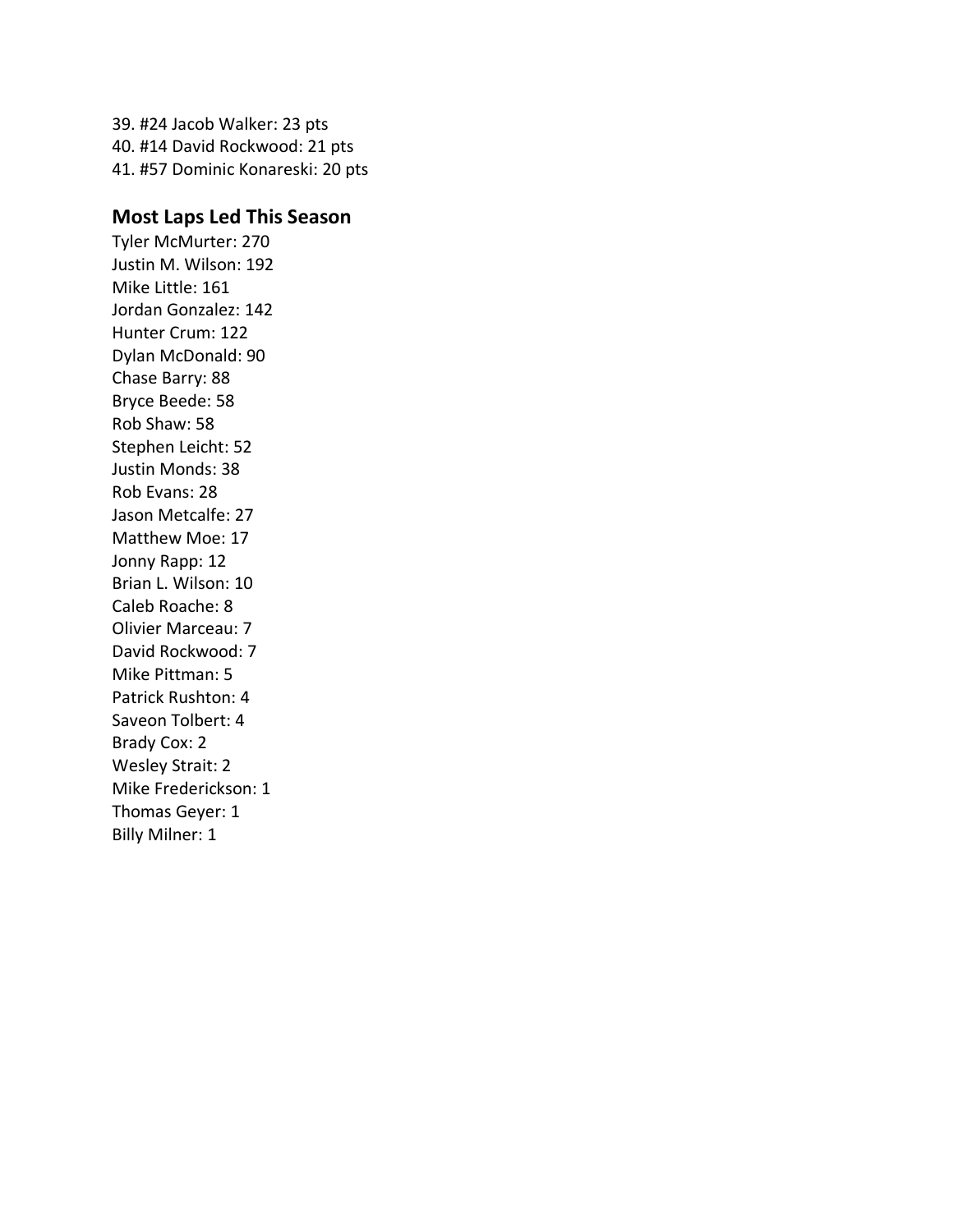39. #24 Jacob Walker: 23 pts
40. #14 David Rockwood: 21 pts
41. #57 Dominic Konareski: 20 pts

### Most Laps Led This Season

Tyler McMurter: 270
Justin M. Wilson: 192
Mike Little: 161
Jordan Gonzalez: 142
Hunter Crum: 122
Dylan McDonald: 90
Chase Barry: 88
Bryce Beede: 58
Rob Shaw: 58
Stephen Leicht: 52
Justin Monds: 38
Rob Evans: 28
Jason Metcalfe: 27
Matthew Moe: 17
Jonny Rapp: 12
Brian L. Wilson: 10
Caleb Roache: 8
Olivier Marceau: 7
David Rockwood: 7
Mike Pittman: 5
Patrick Rushton: 4
Saveon Tolbert: 4
Brady Cox: 2
Wesley Strait: 2
Mike Frederickson: 1
Thomas Geyer: 1
Billy Milner: 1